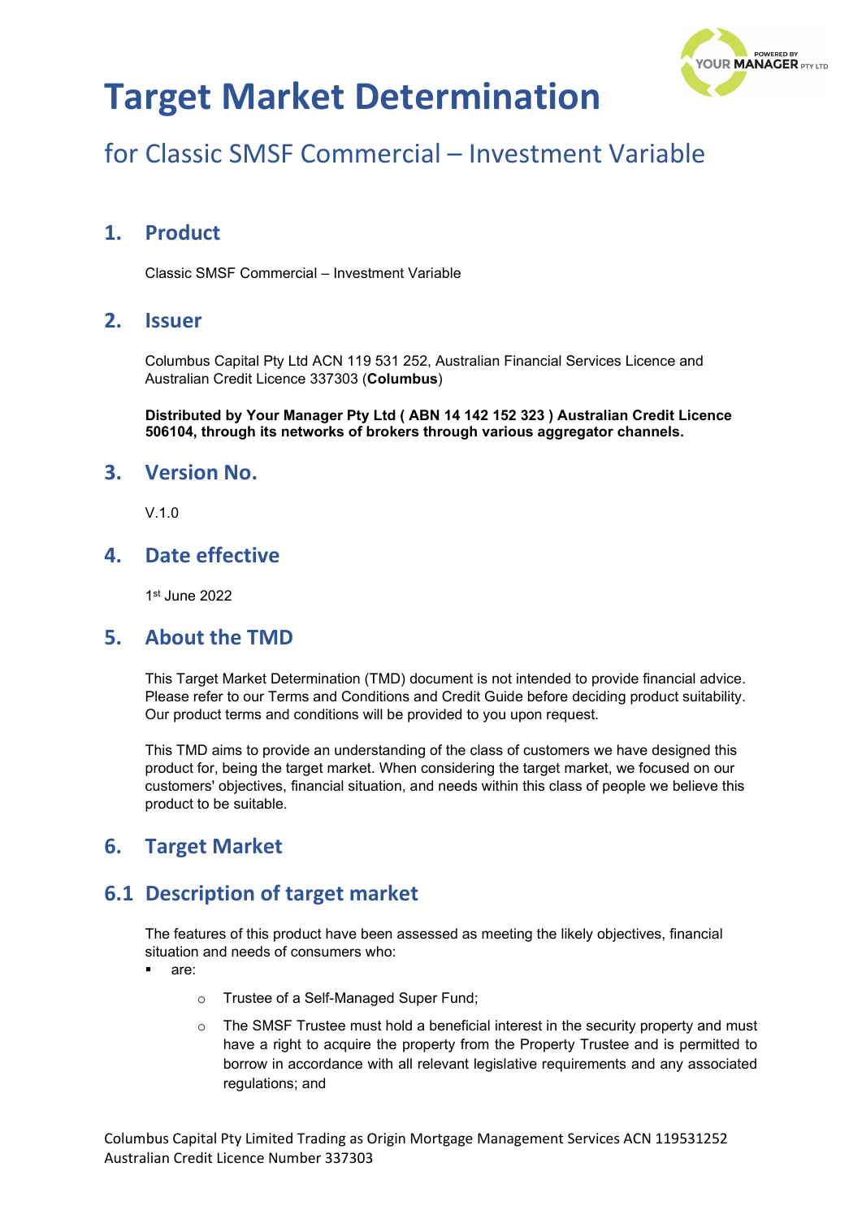# Target Market Determination

## for Classic SMSF Commercial – Investment Variable

## 1. Product

Classic SMSF Commercial – Investment Variable

## 2. Issuer

Columbus Capital Pty Ltd ACN 119 531 252, Australian Financial Services Licence and Australian Credit Licence 337303 (**Columbus**)

**Distributed by Your Manager Pty Ltd ( ABN 14 142 152 323 ) Australian Credit Licence 506104, through its networks of brokers through various aggregator channels.**

## 3. Version No.

V.1.0

## 4. Date effective

1st June 2022

## 5. About the TMD

This Target Market Determination (TMD) document is not intended to provide financial advice. Please refer to our Terms and Conditions and Credit Guide before deciding product suitability. Our product terms and conditions will be provided to you upon request.

This TMD aims to provide an understanding of the class of customers we have designed this product for, being the target market. When considering the target market, we focused on our customers' objectives, financial situation, and needs within this class of people we believe this product to be suitable.

## 6. Target Market

## 6.1 Description of target market

The features of this product have been assessed as meeting the likely objectives, financial situation and needs of consumers who:

- are:
  - Trustee of a Self-Managed Super Fund;
  - The SMSF Trustee must hold a beneficial interest in the security property and must have a right to acquire the property from the Property Trustee and is permitted to borrow in accordance with all relevant legislative requirements and any associated regulations; and

Columbus Capital Pty Limited Trading as Origin Mortgage Management Services ACN 119531252
Australian Credit Licence Number 337303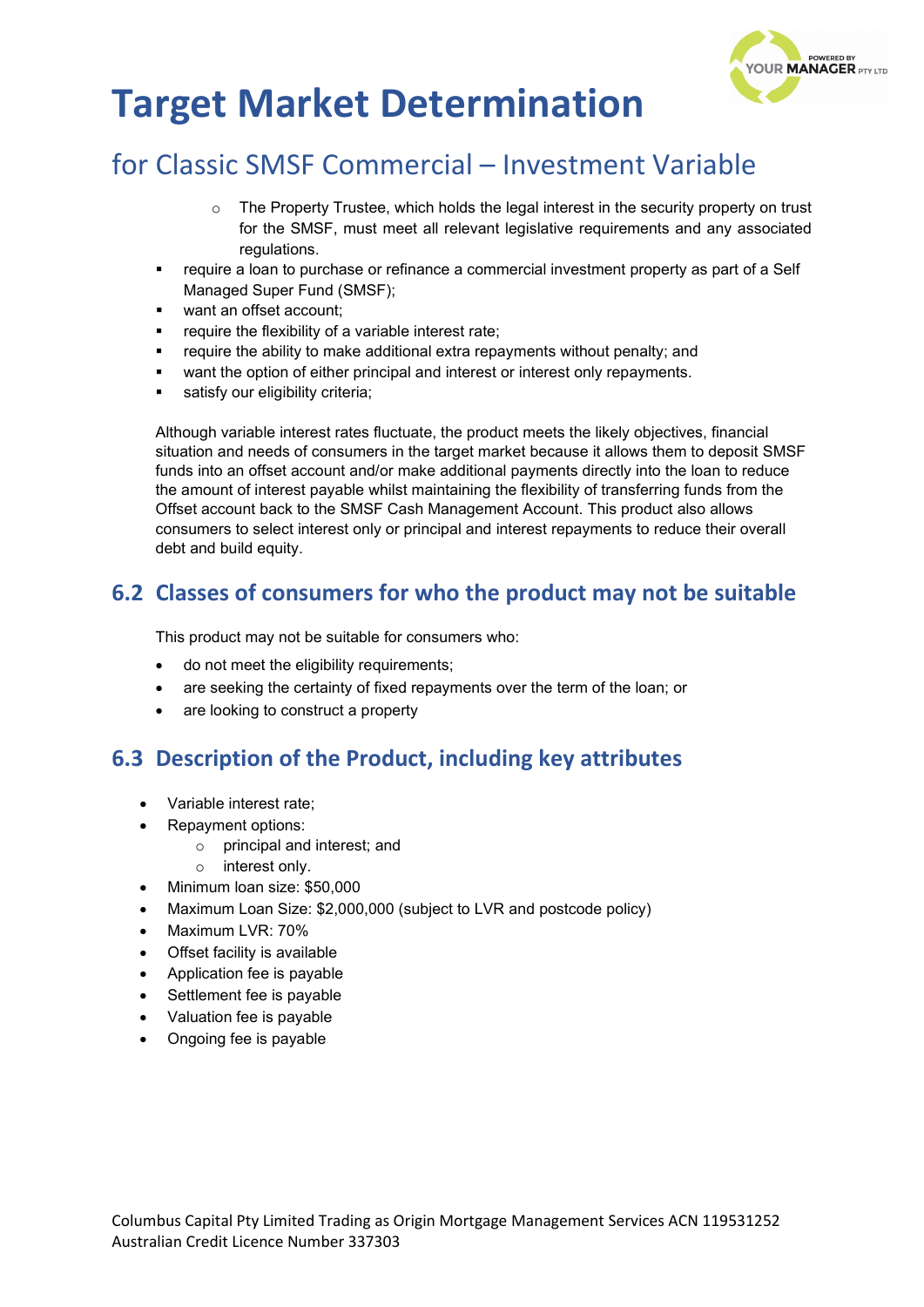- The Property Trustee, which holds the legal interest in the security property on trust for the SMSF, must meet all relevant legislative requirements and any associated regulations.

- require a loan to purchase or refinance a commercial investment property as part of a Self Managed Super Fund (SMSF);
- want an offset account;
- require the flexibility of a variable interest rate;
- require the ability to make additional extra repayments without penalty; and
- want the option of either principal and interest or interest only repayments.
- satisfy our eligibility criteria;

Although variable interest rates fluctuate, the product meets the likely objectives, financial situation and needs of consumers in the target market because it allows them to deposit SMSF funds into an offset account and/or make additional payments directly into the loan to reduce the amount of interest payable whilst maintaining the flexibility of transferring funds from the Offset account back to the SMSF Cash Management Account. This product also allows consumers to select interest only or principal and interest repayments to reduce their overall debt and build equity.

## 6.2 Classes of consumers for who the product may not be suitable

This product may not be suitable for consumers who:

- do not meet the eligibility requirements;
- are seeking the certainty of fixed repayments over the term of the loan; or
- are looking to construct a property

## 6.3 Description of the Product, including key attributes

- Variable interest rate;
- Repayment options:
  - principal and interest; and
  - interest only.
- Minimum loan size: $50,000
- Maximum Loan Size: $2,000,000 (subject to LVR and postcode policy)
- Maximum LVR: 70%
- Offset facility is available
- Application fee is payable
- Settlement fee is payable
- Valuation fee is payable
- Ongoing fee is payable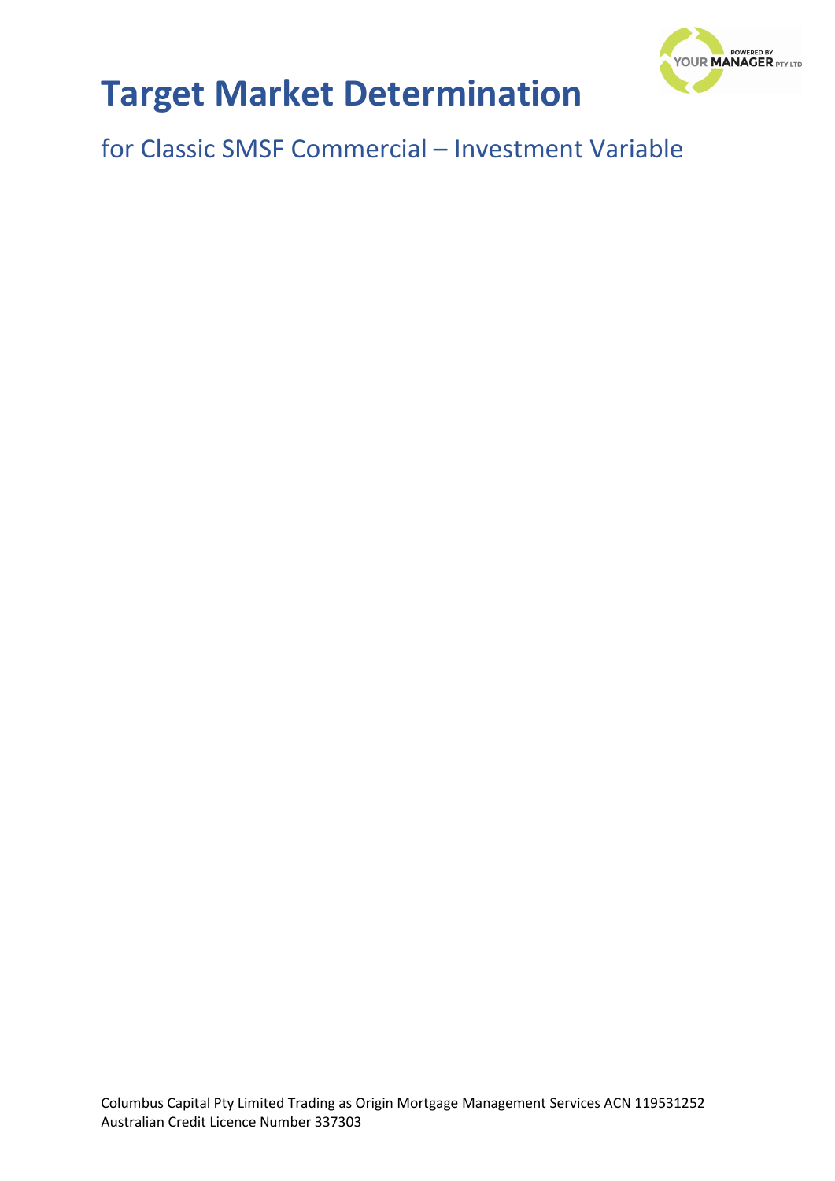# Target Market Determination

for Classic SMSF Commercial – Investment Variable

Columbus Capital Pty Limited Trading as Origin Mortgage Management Services ACN 119531252
Australian Credit Licence Number 337303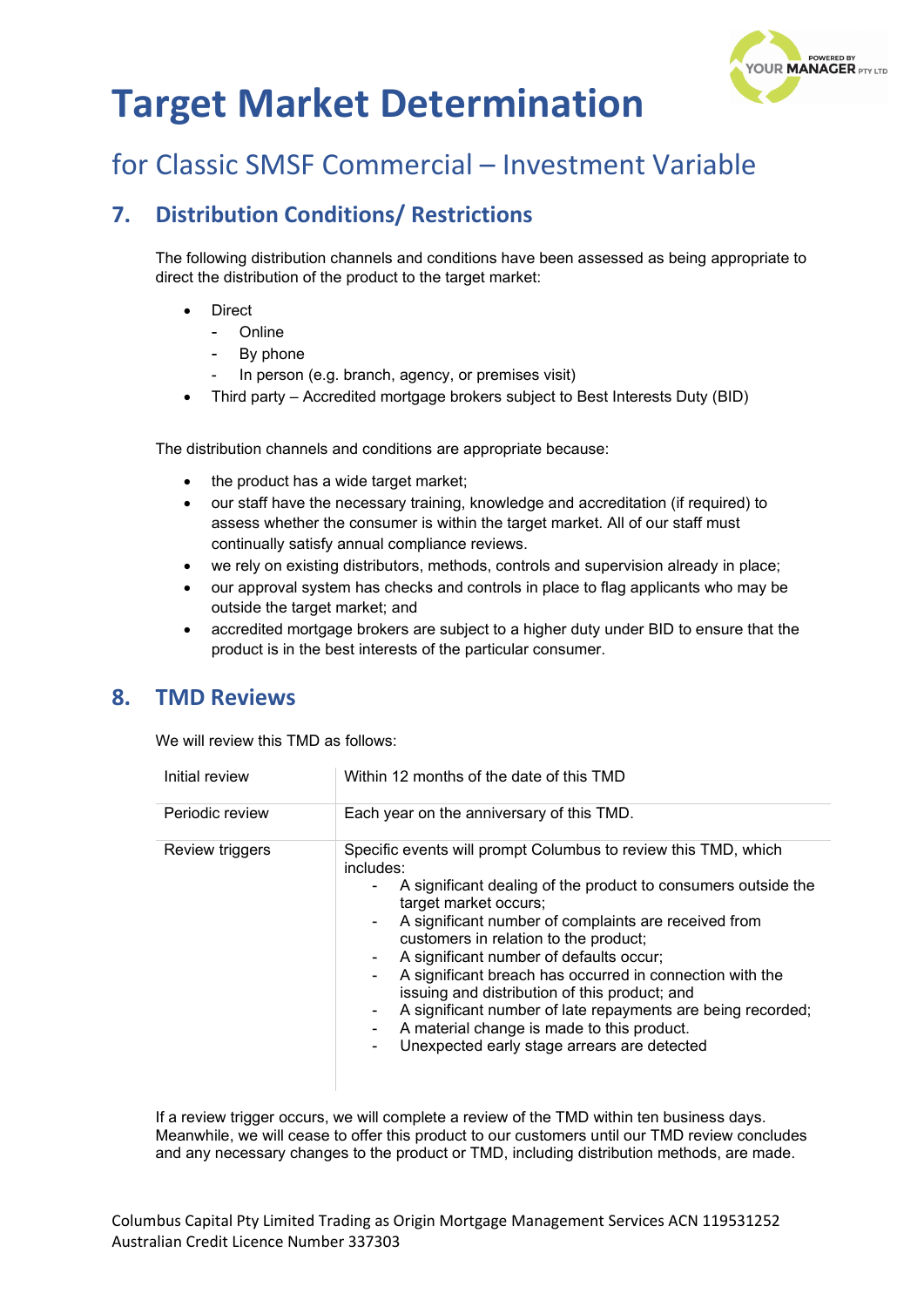# Target Market Determination

## for Classic SMSF Commercial – Investment Variable

## 7. Distribution Conditions/ Restrictions

The following distribution channels and conditions have been assessed as being appropriate to direct the distribution of the product to the target market:

- Direct
  - Online
  - By phone
  - In person (e.g. branch, agency, or premises visit)
- Third party – Accredited mortgage brokers subject to Best Interests Duty (BID)

The distribution channels and conditions are appropriate because:

- the product has a wide target market;
- our staff have the necessary training, knowledge and accreditation (if required) to assess whether the consumer is within the target market. All of our staff must continually satisfy annual compliance reviews.
- we rely on existing distributors, methods, controls and supervision already in place;
- our approval system has checks and controls in place to flag applicants who may be outside the target market; and
- accredited mortgage brokers are subject to a higher duty under BID to ensure that the product is in the best interests of the particular consumer.

## 8. TMD Reviews

We will review this TMD as follows:

| | |
|---|---|
| Initial review | Within 12 months of the date of this TMD |
| Periodic review | Each year on the anniversary of this TMD. |
| Review triggers | Specific events will prompt Columbus to review this TMD, which includes:<br>- A significant dealing of the product to consumers outside the target market occurs;<br>- A significant number of complaints are received from customers in relation to the product;<br>- A significant number of defaults occur;<br>- A significant breach has occurred in connection with the issuing and distribution of this product; and<br>- A significant number of late repayments are being recorded;<br>- A material change is made to this product.<br>- Unexpected early stage arrears are detected |

If a review trigger occurs, we will complete a review of the TMD within ten business days. Meanwhile, we will cease to offer this product to our customers until our TMD review concludes and any necessary changes to the product or TMD, including distribution methods, are made.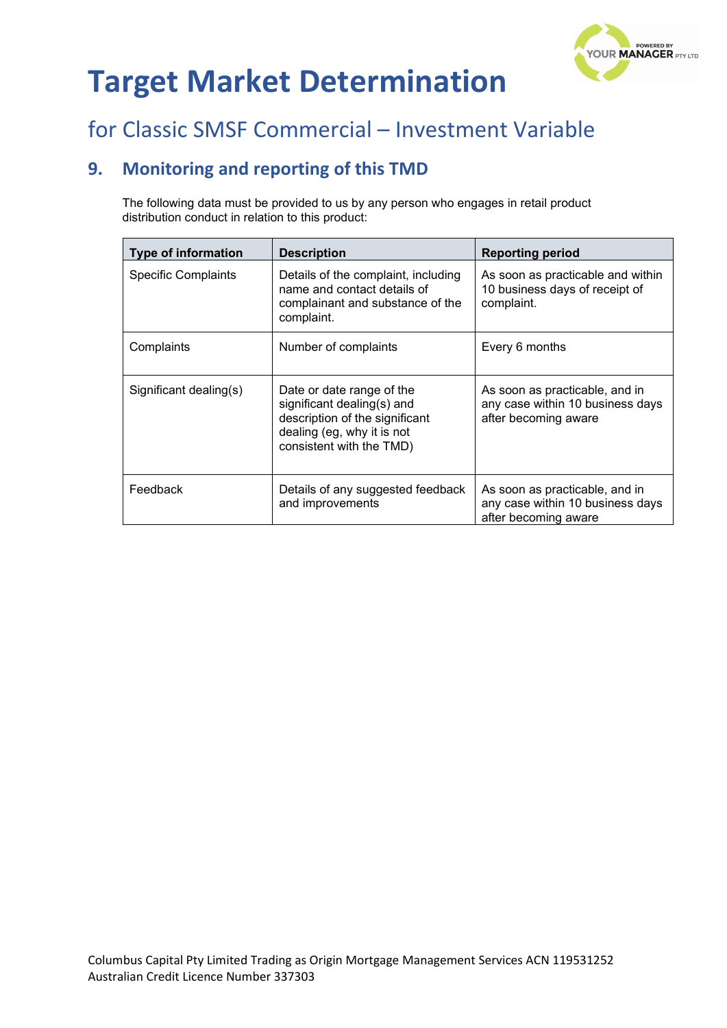# Target Market Determination

## for Classic SMSF Commercial – Investment Variable

## 9. Monitoring and reporting of this TMD

The following data must be provided to us by any person who engages in retail product distribution conduct in relation to this product:

| Type of information | Description | Reporting period |
|---|---|---|
| Specific Complaints | Details of the complaint, including name and contact details of complainant and substance of the complaint. | As soon as practicable and within 10 business days of receipt of complaint. |
| Complaints | Number of complaints | Every 6 months |
| Significant dealing(s) | Date or date range of the significant dealing(s) and description of the significant dealing (eg, why it is not consistent with the TMD) | As soon as practicable, and in any case within 10 business days after becoming aware |
| Feedback | Details of any suggested feedback and improvements | As soon as practicable, and in any case within 10 business days after becoming aware |

Columbus Capital Pty Limited Trading as Origin Mortgage Management Services ACN 119531252
Australian Credit Licence Number 337303